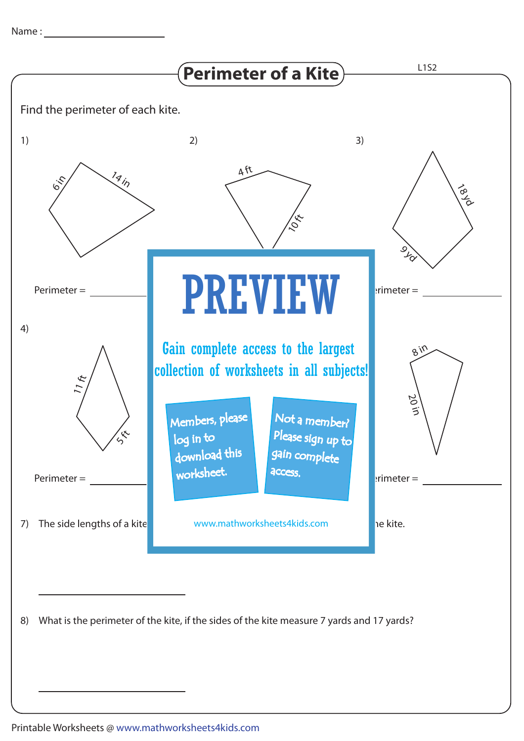Name : ____________________

# Perimeter of a Kite

L1S2

Find the perimeter of each kite.

1) 6 in, 14 in

Perimeter = ____________

2) 4 ft, 10 ft

3) 18 yd, 9 yd

Perimeter = ____________

4) 11 ft, 5 ft

Perimeter = ____________

8 in, 20 in

Perimeter = ____________

# PREVIEW

Gain complete access to the largest collection of worksheets in all subjects!

Members, please log in to download this worksheet.

Not a member? Please sign up to gain complete access.

www.mathworksheets4kids.com

7) The side lengths of a kite ... the kite.

____________

8) What is the perimeter of the kite, if the sides of the kite measure 7 yards and 17 yards?

____________

Printable Worksheets @ www.mathworksheets4kids.com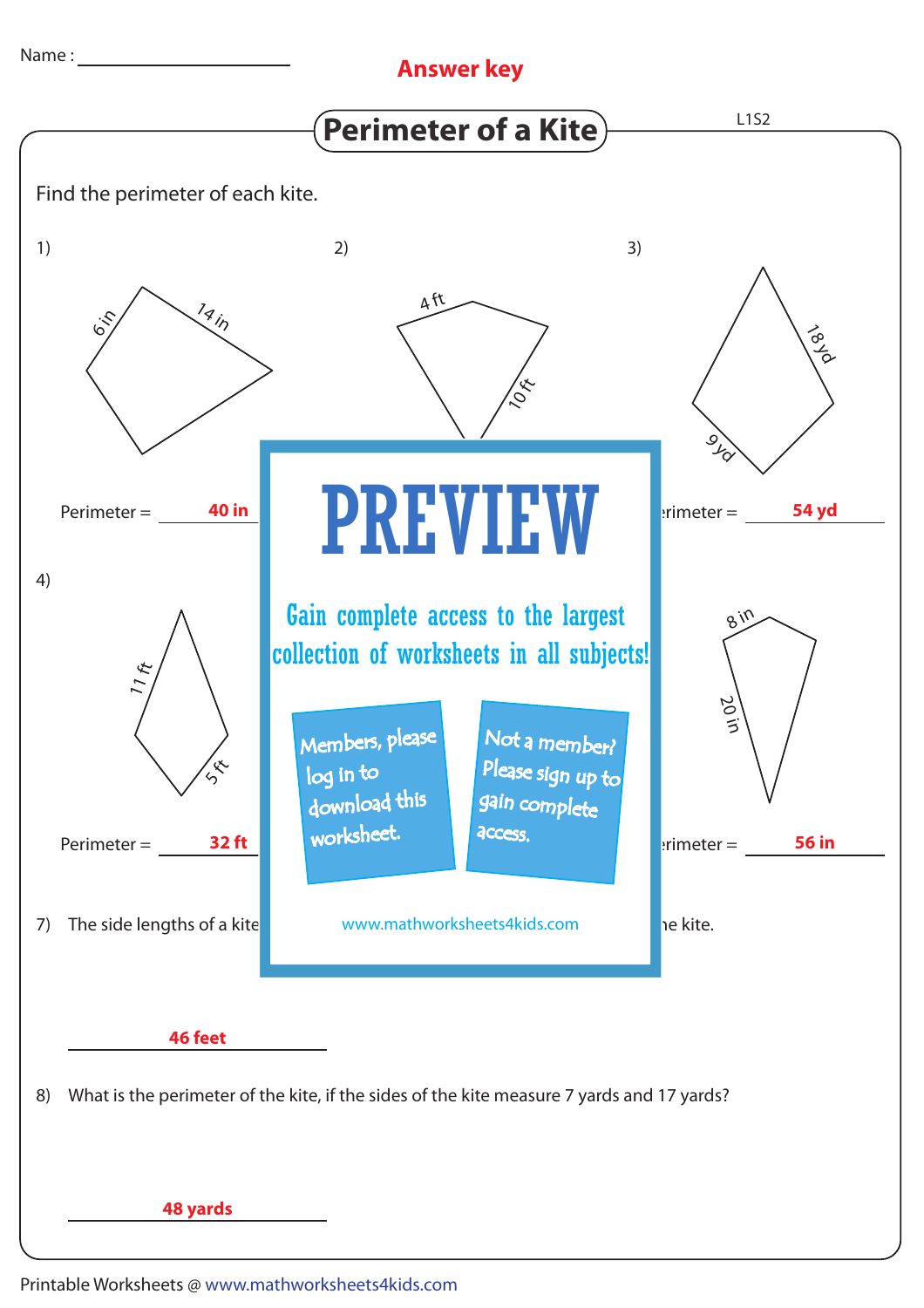Name : ____________________

**Answer key**

# Perimeter of a Kite

L1S2

Find the perimeter of each kite.

1)

6 in

14 in

Perimeter = **40 in**

2)

4 ft

10 ft

3)

18 yd

9 yd

erimeter = **54 yd**

4)

11 ft

5 ft

Perimeter = **32 ft**

8 in

20 in

erimeter = **56 in**

PREVIEW

Gain complete access to the largest collection of worksheets in all subjects!

Members, please log in to download this worksheet.

Not a member? Please sign up to gain complete access.

www.mathworksheets4kids.com

7) The side lengths of a kite ... he kite.

**46 feet**

8) What is the perimeter of the kite, if the sides of the kite measure 7 yards and 17 yards?

**48 yards**

Printable Worksheets @ www.mathworksheets4kids.com